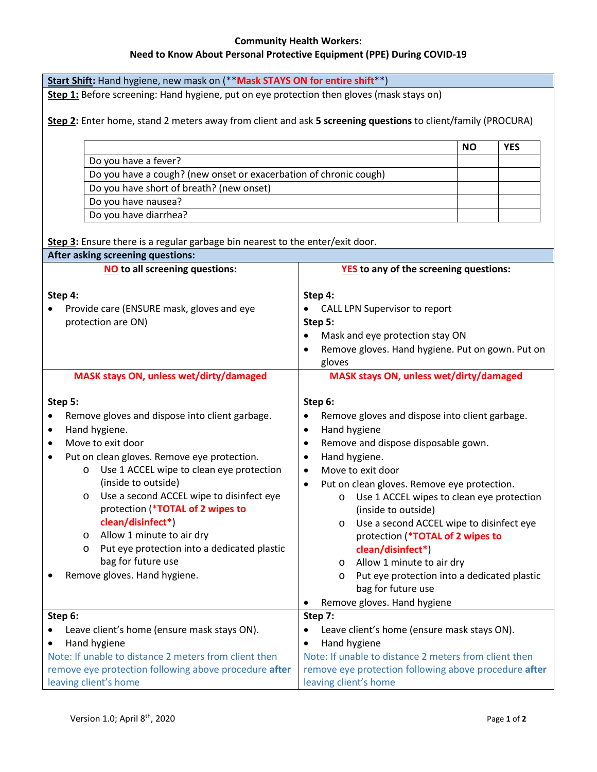# Community Health Workers: Need to Know About Personal Protective Equipment (PPE) During COVID-19

**Start Shift**: Hand hygiene, new mask on (****Mask STAYS ON for entire shift****)

**Step 1:** Before screening: Hand hygiene, put on eye protection then gloves (mask stays on)

**Step 2:** Enter home, stand 2 meters away from client and ask **5 screening questions** to client/family (PROCURA)

| | NO | YES |
|---|---|---|
| Do you have a fever? | | |
| Do you have a cough? (new onset or exacerbation of chronic cough) | | |
| Do you have short of breath? (new onset) | | |
| Do you have nausea? | | |
| Do you have diarrhea? | | |

**Step 3:** Ensure there is a regular garbage bin nearest to the enter/exit door.

## After asking screening questions:

### NO to all screening questions:

**Step 4:**
- Provide care (ENSURE mask, gloves and eye protection are ON)

**MASK stays ON, unless wet/dirty/damaged**

**Step 5:**
- Remove gloves and dispose into client garbage.
- Hand hygiene.
- Move to exit door
- Put on clean gloves. Remove eye protection.
  - Use 1 ACCEL wipe to clean eye protection (inside to outside)
  - Use a second ACCEL wipe to disinfect eye protection (***TOTAL of 2 wipes to clean/disinfect***)
  - Allow 1 minute to air dry
  - Put eye protection into a dedicated plastic bag for future use
- Remove gloves. Hand hygiene.

**Step 6:**
- Leave client's home (ensure mask stays ON).
- Hand hygiene

Note: If unable to distance 2 meters from client then remove eye protection following above procedure **after** leaving client's home

### YES to any of the screening questions:

**Step 4:**
- CALL LPN Supervisor to report

**Step 5:**
- Mask and eye protection stay ON
- Remove gloves. Hand hygiene. Put on gown. Put on gloves

**MASK stays ON, unless wet/dirty/damaged**

**Step 6:**
- Remove gloves and dispose into client garbage.
- Hand hygiene
- Remove and dispose disposable gown.
- Hand hygiene.
- Move to exit door
- Put on clean gloves. Remove eye protection.
  - Use 1 ACCEL wipes to clean eye protection (inside to outside)
  - Use a second ACCEL wipe to disinfect eye protection (***TOTAL of 2 wipes to clean/disinfect***)
  - Allow 1 minute to air dry
  - Put eye protection into a dedicated plastic bag for future use
- Remove gloves. Hand hygiene

**Step 7:**
- Leave client's home (ensure mask stays ON).
- Hand hygiene

Note: If unable to distance 2 meters from client then remove eye protection following above procedure **after** leaving client's home

Version 1.0; April 8th, 2020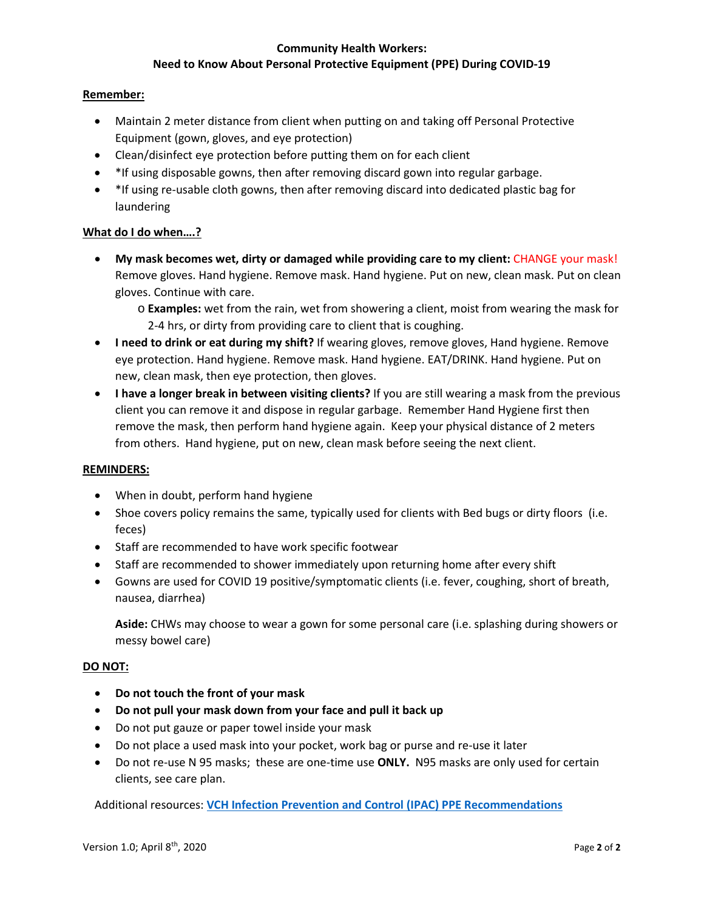**Community Health Workers:**
**Need to Know About Personal Protective Equipment (PPE) During COVID-19**

**Remember:**

- Maintain 2 meter distance from client when putting on and taking off Personal Protective Equipment (gown, gloves, and eye protection)
- Clean/disinfect eye protection before putting them on for each client
- *If using disposable gowns, then after removing discard gown into regular garbage.
- *If using re-usable cloth gowns, then after removing discard into dedicated plastic bag for laundering

**What do I do when….?**

- **My mask becomes wet, dirty or damaged while providing care to my client:** CHANGE your mask! Remove gloves. Hand hygiene. Remove mask. Hand hygiene. Put on new, clean mask. Put on clean gloves. Continue with care.
  - **Examples:** wet from the rain, wet from showering a client, moist from wearing the mask for 2-4 hrs, or dirty from providing care to client that is coughing.
- **I need to drink or eat during my shift?** If wearing gloves, remove gloves, Hand hygiene. Remove eye protection. Hand hygiene. Remove mask. Hand hygiene. EAT/DRINK. Hand hygiene. Put on new, clean mask, then eye protection, then gloves.
- **I have a longer break in between visiting clients?** If you are still wearing a mask from the previous client you can remove it and dispose in regular garbage. Remember Hand Hygiene first then remove the mask, then perform hand hygiene again. Keep your physical distance of 2 meters from others. Hand hygiene, put on new, clean mask before seeing the next client.

**REMINDERS:**

- When in doubt, perform hand hygiene
- Shoe covers policy remains the same, typically used for clients with Bed bugs or dirty floors (i.e. feces)
- Staff are recommended to have work specific footwear
- Staff are recommended to shower immediately upon returning home after every shift
- Gowns are used for COVID 19 positive/symptomatic clients (i.e. fever, coughing, short of breath, nausea, diarrhea)

  **Aside:** CHWs may choose to wear a gown for some personal care (i.e. splashing during showers or messy bowel care)

**DO NOT:**

- **Do not touch the front of your mask**
- **Do not pull your mask down from your face and pull it back up**
- Do not put gauze or paper towel inside your mask
- Do not place a used mask into your pocket, work bag or purse and re-use it later
- Do not re-use N 95 masks; these are one-time use **ONLY.** N95 masks are only used for certain clients, see care plan.

Additional resources: **VCH Infection Prevention and Control (IPAC) PPE Recommendations**

Version 1.0; April 8th, 2020